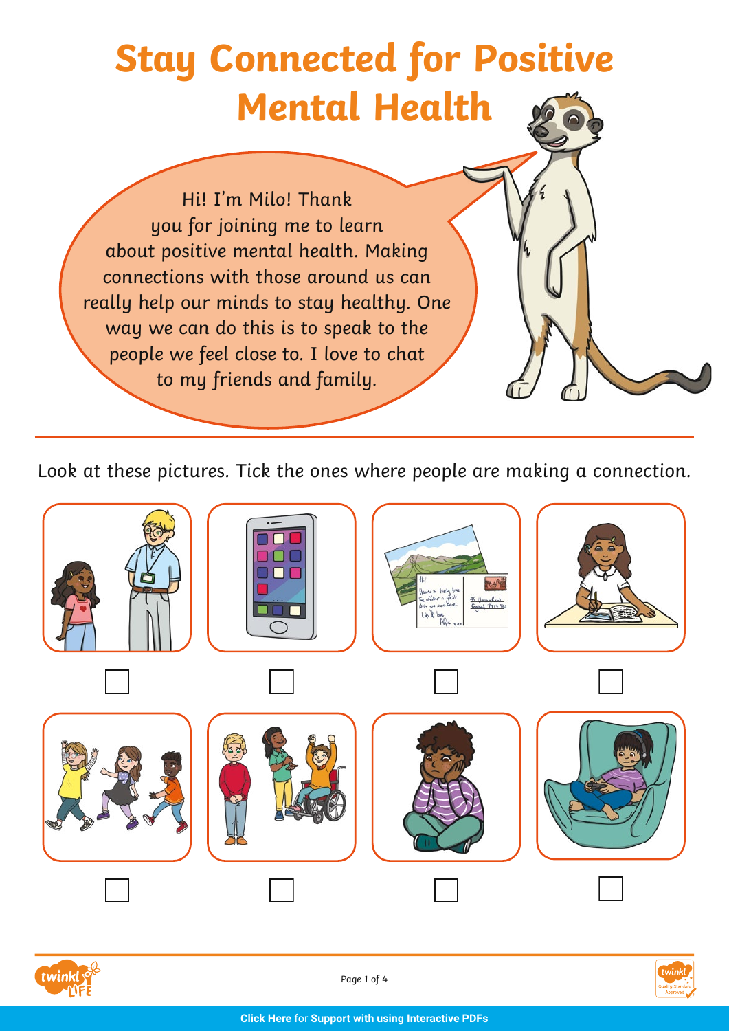# Stay Connected for Positive Mental Health

Hi! I'm Milo! Thank you for joining me to learn about positive mental health. Making connections with those around us can really help our minds to stay healthy. One way we can do this is to speak to the people we feel close to. I love to chat to my friends and family.

---

Look at these pictures. Tick the ones where people are making a connection.

☐ ☐ ☐ ☐

☐ ☐ ☐ ☐

Click Here for Support with using Interactive PDFs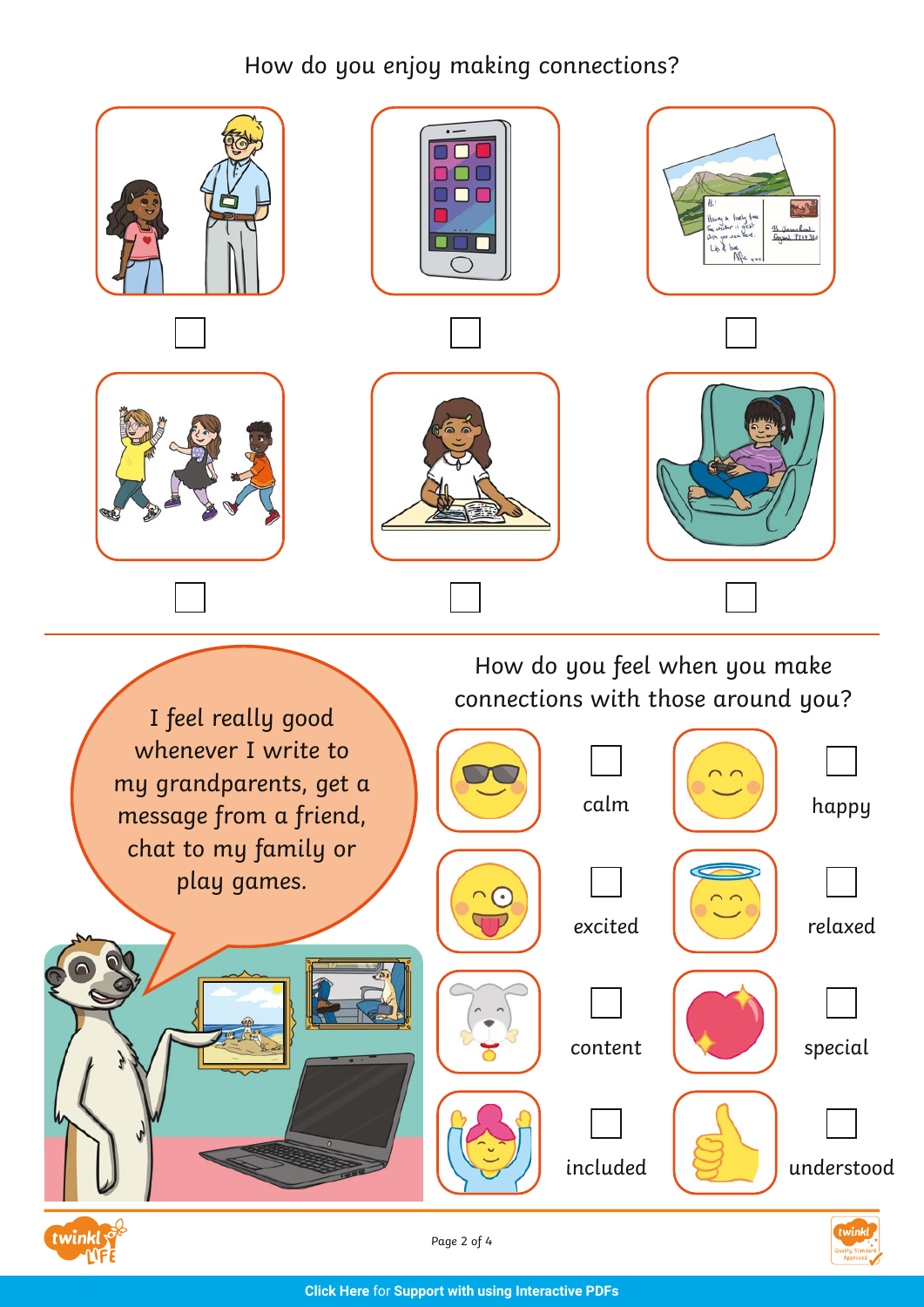## How do you enjoy making connections?

☐ ☐ ☐

☐ ☐ ☐

I feel really good whenever I write to my grandparents, get a message from a friend, chat to my family or play games.

## How do you feel when you make connections with those around you?

☐ calm

☐ happy

☐ excited

☐ relaxed

☐ content

☐ special

☐ included

☐ understood

Click Here for Support with using Interactive PDFs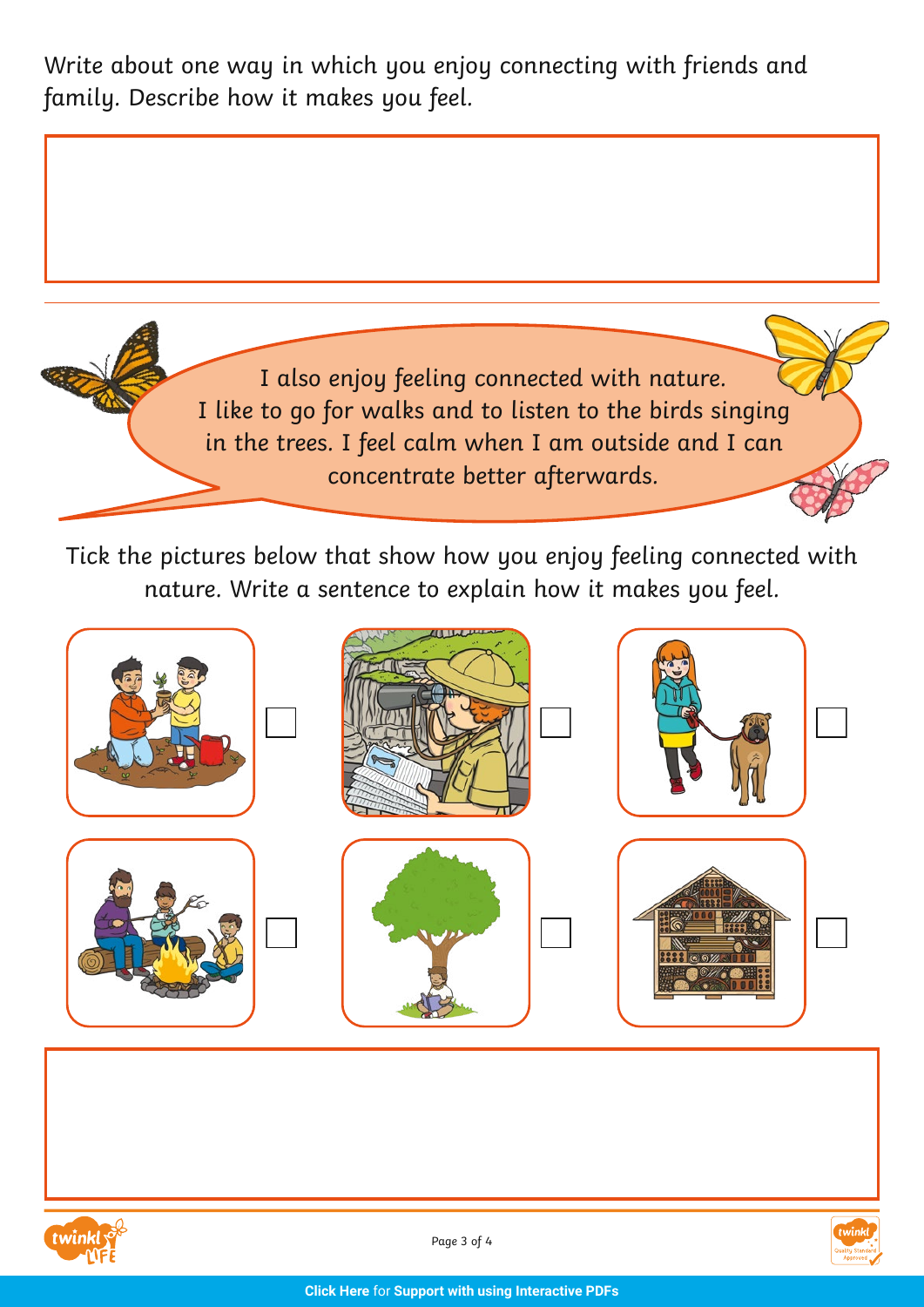Write about one way in which you enjoy connecting with friends and family. Describe how it makes you feel.

I also enjoy feeling connected with nature. I like to go for walks and to listen to the birds singing in the trees. I feel calm when I am outside and I can concentrate better afterwards.

Tick the pictures below that show how you enjoy feeling connected with nature. Write a sentence to explain how it makes you feel.

**Click Here** for **Support with using Interactive PDFs**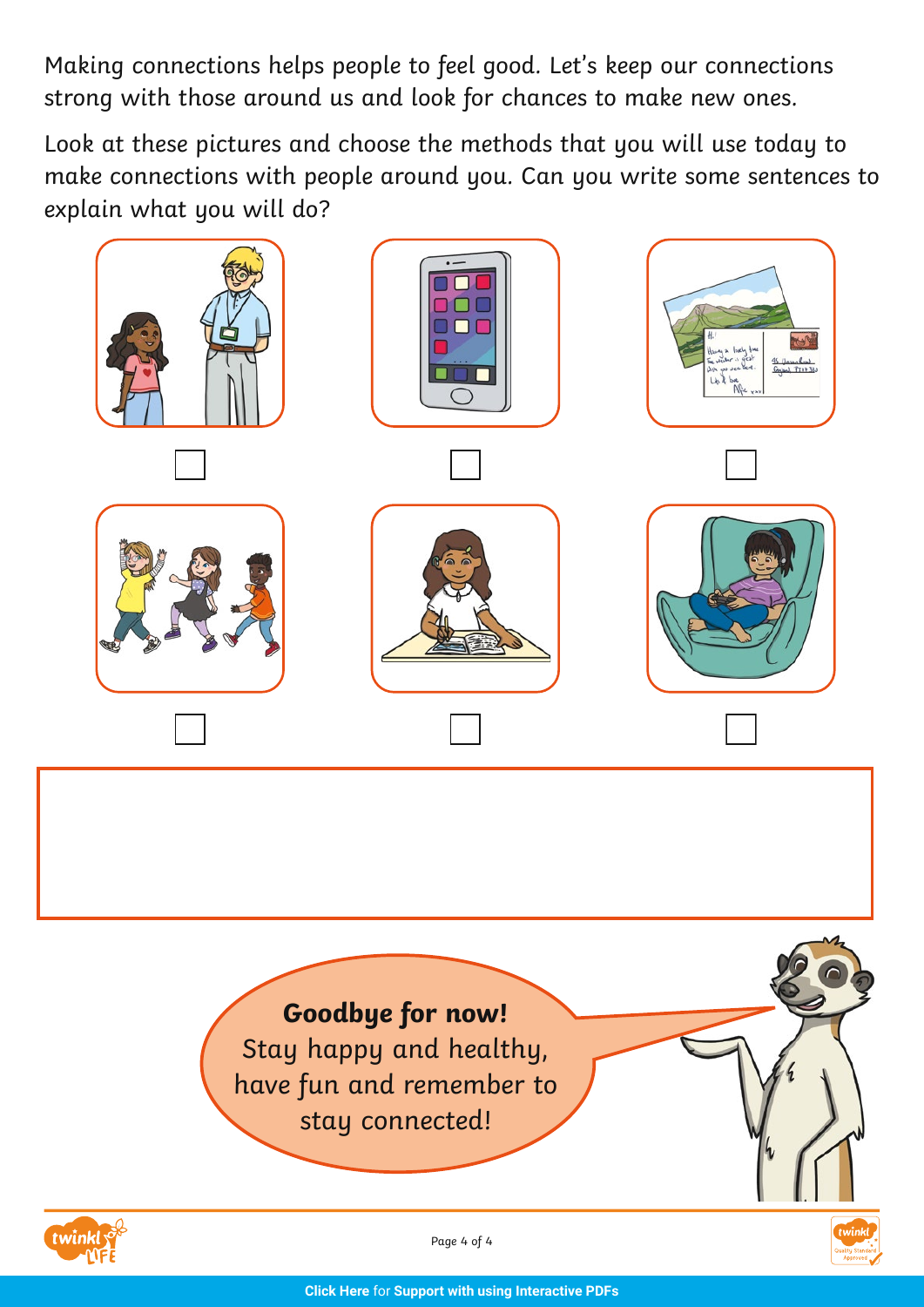Making connections helps people to feel good. Let's keep our connections strong with those around us and look for chances to make new ones.

Look at these pictures and choose the methods that you will use today to make connections with people around you. Can you write some sentences to explain what you will do?

☐ ☐ ☐

☐ ☐ ☐

**Goodbye for now!**
Stay happy and healthy, have fun and remember to stay connected!

**Click Here** for **Support with using Interactive PDFs**